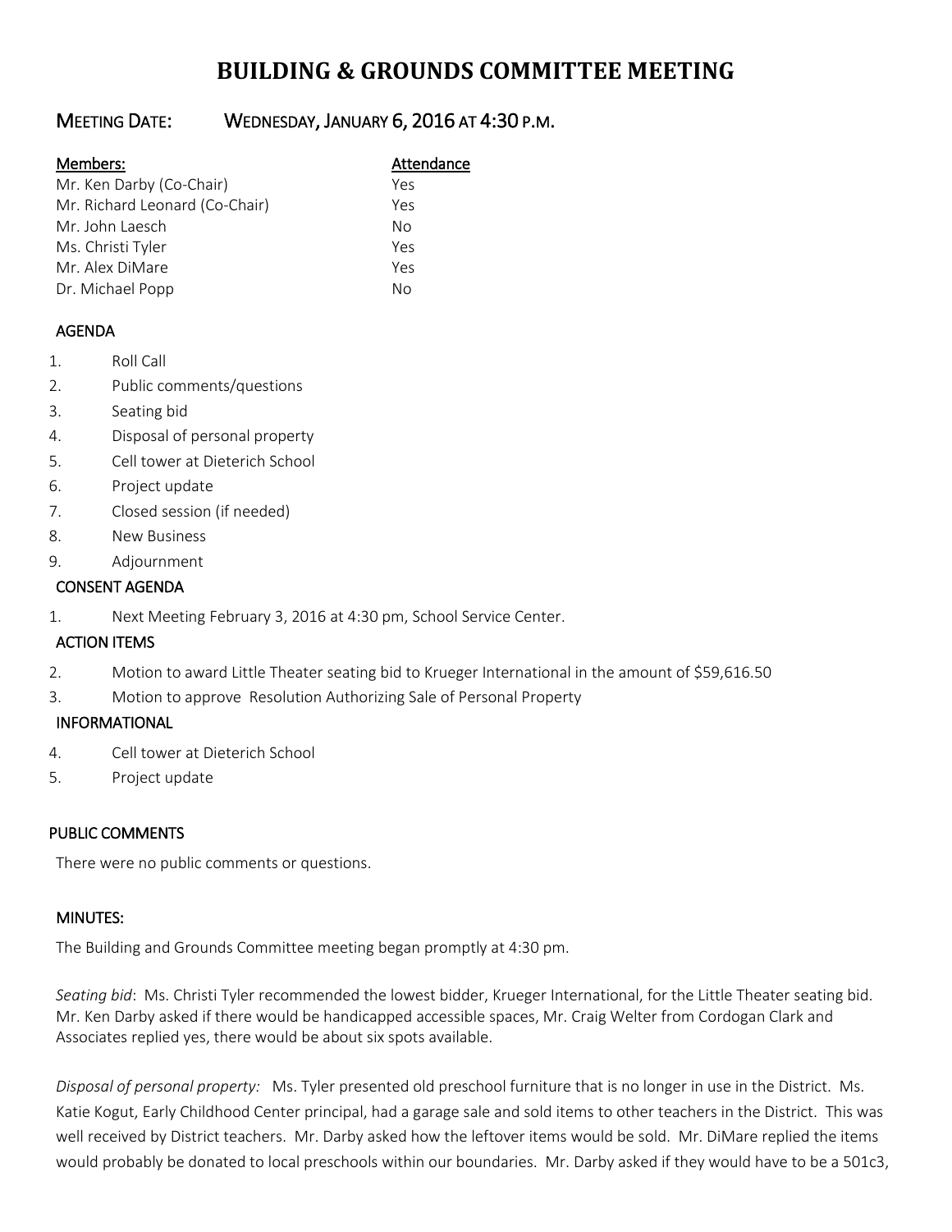# BUILDING & GROUNDS COMMITTEE MEETING

## MEETING DATE: WEDNESDAY, JANUARY 6, 2016 AT 4:30 P.M.

| Members: | Attendance |
|---|---|
| Mr. Ken Darby (Co-Chair) | Yes |
| Mr. Richard Leonard (Co-Chair) | Yes |
| Mr. John Laesch | No |
| Ms. Christi Tyler | Yes |
| Mr. Alex DiMare | Yes |
| Dr. Michael Popp | No |

### AGENDA

1. Roll Call
2. Public comments/questions
3. Seating bid
4. Disposal of personal property
5. Cell tower at Dieterich School
6. Project update
7. Closed session (if needed)
8. New Business
9. Adjournment

### CONSENT AGENDA

1. Next Meeting February 3, 2016 at 4:30 pm, School Service Center.

### ACTION ITEMS

2. Motion to award Little Theater seating bid to Krueger International in the amount of $59,616.50
3. Motion to approve Resolution Authorizing Sale of Personal Property

### INFORMATIONAL

4. Cell tower at Dieterich School
5. Project update

### PUBLIC COMMENTS

There were no public comments or questions.

### MINUTES:

The Building and Grounds Committee meeting began promptly at 4:30 pm.

*Seating bid*: Ms. Christi Tyler recommended the lowest bidder, Krueger International, for the Little Theater seating bid. Mr. Ken Darby asked if there would be handicapped accessible spaces, Mr. Craig Welter from Cordogan Clark and Associates replied yes, there would be about six spots available.

*Disposal of personal property:* Ms. Tyler presented old preschool furniture that is no longer in use in the District. Ms. Katie Kogut, Early Childhood Center principal, had a garage sale and sold items to other teachers in the District. This was well received by District teachers. Mr. Darby asked how the leftover items would be sold. Mr. DiMare replied the items would probably be donated to local preschools within our boundaries. Mr. Darby asked if they would have to be a 501c3,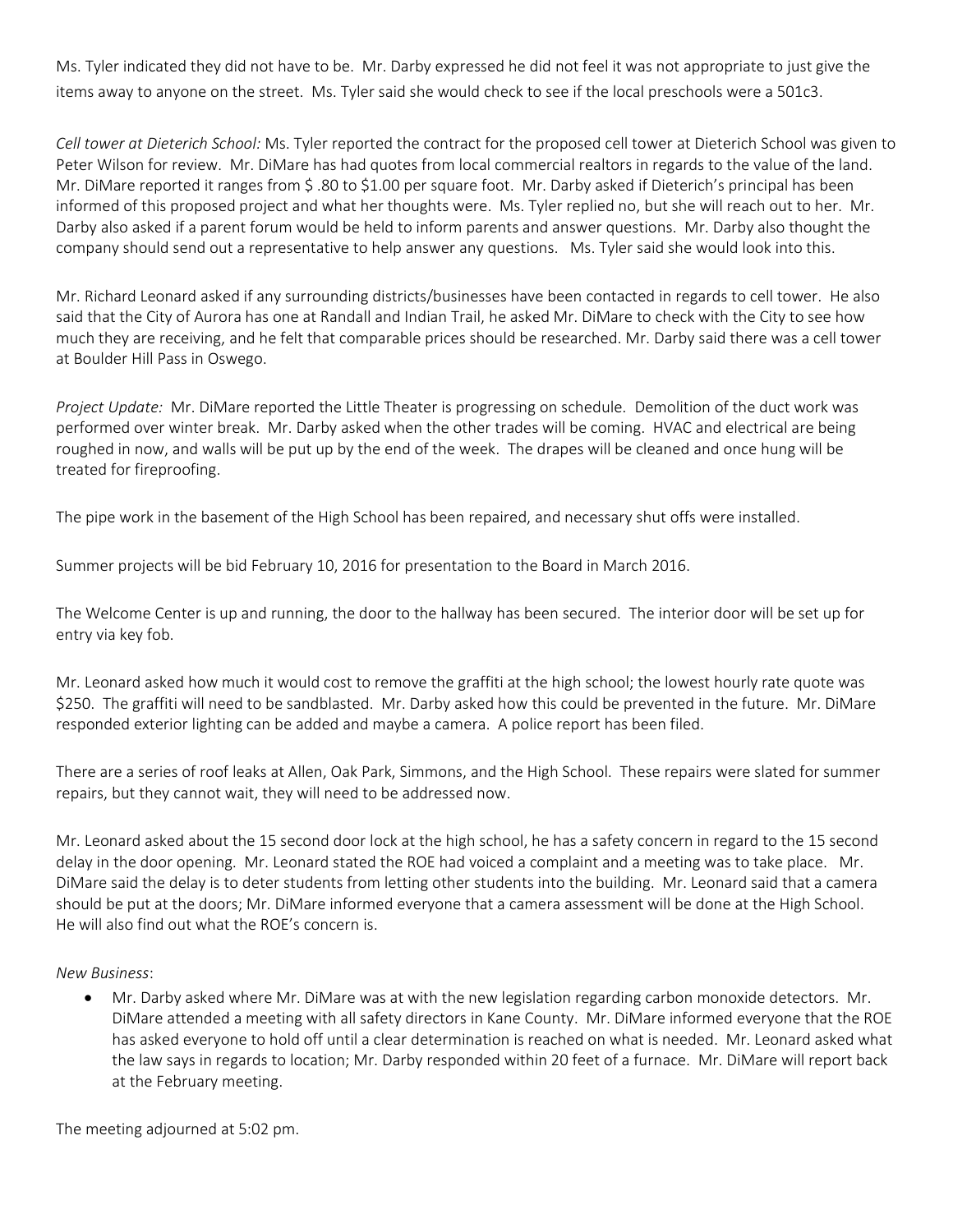Ms. Tyler indicated they did not have to be. Mr. Darby expressed he did not feel it was not appropriate to just give the items away to anyone on the street. Ms. Tyler said she would check to see if the local preschools were a 501c3.

*Cell tower at Dieterich School:* Ms. Tyler reported the contract for the proposed cell tower at Dieterich School was given to Peter Wilson for review. Mr. DiMare has had quotes from local commercial realtors in regards to the value of the land. Mr. DiMare reported it ranges from $ .80 to $1.00 per square foot. Mr. Darby asked if Dieterich's principal has been informed of this proposed project and what her thoughts were. Ms. Tyler replied no, but she will reach out to her. Mr. Darby also asked if a parent forum would be held to inform parents and answer questions. Mr. Darby also thought the company should send out a representative to help answer any questions. Ms. Tyler said she would look into this.

Mr. Richard Leonard asked if any surrounding districts/businesses have been contacted in regards to cell tower. He also said that the City of Aurora has one at Randall and Indian Trail, he asked Mr. DiMare to check with the City to see how much they are receiving, and he felt that comparable prices should be researched. Mr. Darby said there was a cell tower at Boulder Hill Pass in Oswego.

*Project Update:* Mr. DiMare reported the Little Theater is progressing on schedule. Demolition of the duct work was performed over winter break. Mr. Darby asked when the other trades will be coming. HVAC and electrical are being roughed in now, and walls will be put up by the end of the week. The drapes will be cleaned and once hung will be treated for fireproofing.

The pipe work in the basement of the High School has been repaired, and necessary shut offs were installed.

Summer projects will be bid February 10, 2016 for presentation to the Board in March 2016.

The Welcome Center is up and running, the door to the hallway has been secured. The interior door will be set up for entry via key fob.

Mr. Leonard asked how much it would cost to remove the graffiti at the high school; the lowest hourly rate quote was $250. The graffiti will need to be sandblasted. Mr. Darby asked how this could be prevented in the future. Mr. DiMare responded exterior lighting can be added and maybe a camera. A police report has been filed.

There are a series of roof leaks at Allen, Oak Park, Simmons, and the High School. These repairs were slated for summer repairs, but they cannot wait, they will need to be addressed now.

Mr. Leonard asked about the 15 second door lock at the high school, he has a safety concern in regard to the 15 second delay in the door opening. Mr. Leonard stated the ROE had voiced a complaint and a meeting was to take place. Mr. DiMare said the delay is to deter students from letting other students into the building. Mr. Leonard said that a camera should be put at the doors; Mr. DiMare informed everyone that a camera assessment will be done at the High School. He will also find out what the ROE's concern is.

*New Business*:

- Mr. Darby asked where Mr. DiMare was at with the new legislation regarding carbon monoxide detectors. Mr. DiMare attended a meeting with all safety directors in Kane County. Mr. DiMare informed everyone that the ROE has asked everyone to hold off until a clear determination is reached on what is needed. Mr. Leonard asked what the law says in regards to location; Mr. Darby responded within 20 feet of a furnace. Mr. DiMare will report back at the February meeting.

The meeting adjourned at 5:02 pm.